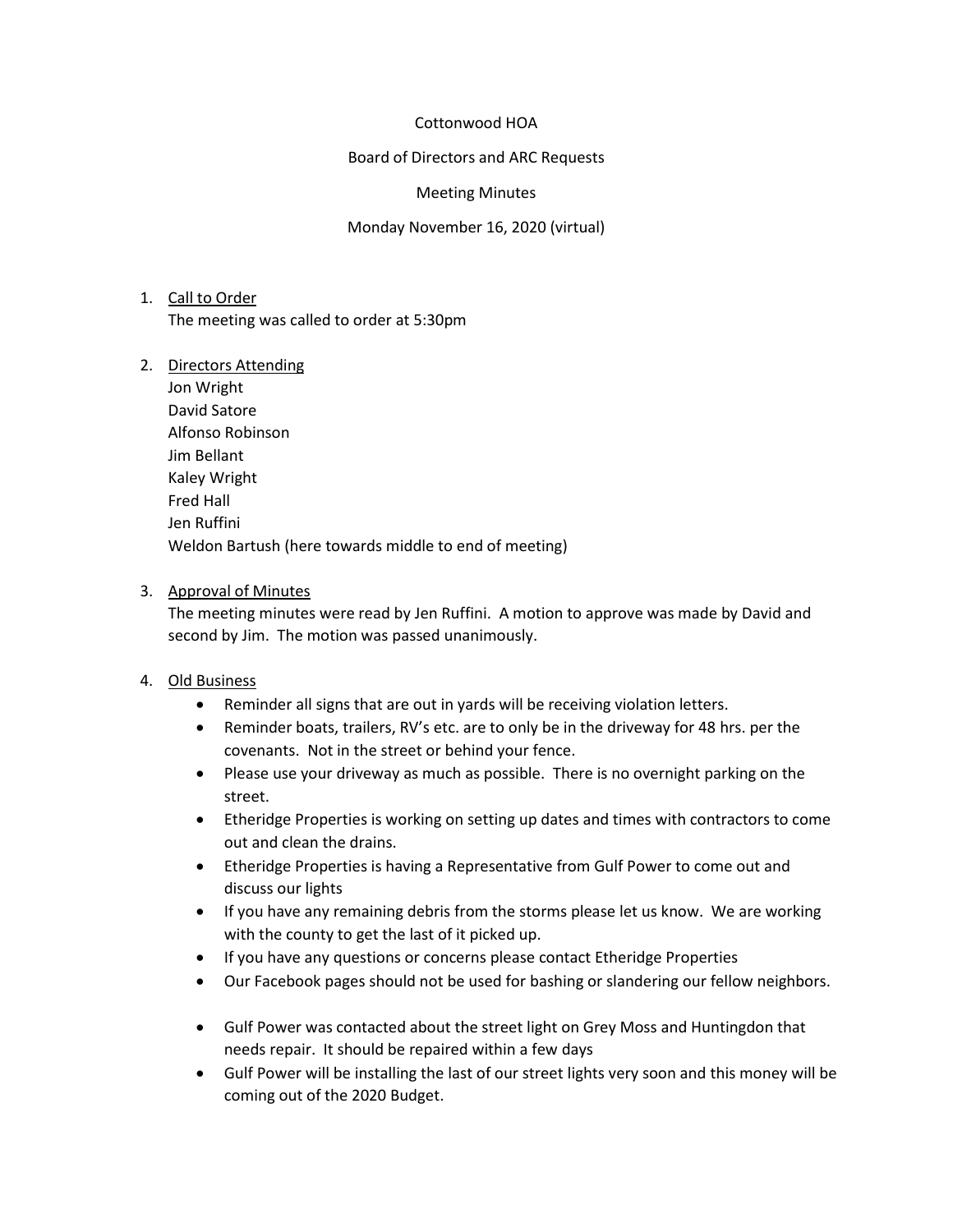Cottonwood HOA

Board of Directors and ARC Requests

Meeting Minutes

Monday November 16, 2020 (virtual)

1. <u>Call to Order</u>
   The meeting was called to order at 5:30pm

2. <u>Directors Attending</u>
   Jon Wright
   David Satore
   Alfonso Robinson
   Jim Bellant
   Kaley Wright
   Fred Hall
   Jen Ruffini
   Weldon Bartush (here towards middle to end of meeting)

3. <u>Approval of Minutes</u>
   The meeting minutes were read by Jen Ruffini. A motion to approve was made by David and second by Jim. The motion was passed unanimously.

4. <u>Old Business</u>
   - Reminder all signs that are out in yards will be receiving violation letters.
   - Reminder boats, trailers, RV's etc. are to only be in the driveway for 48 hrs. per the covenants. Not in the street or behind your fence.
   - Please use your driveway as much as possible. There is no overnight parking on the street.
   - Etheridge Properties is working on setting up dates and times with contractors to come out and clean the drains.
   - Etheridge Properties is having a Representative from Gulf Power to come out and discuss our lights
   - If you have any remaining debris from the storms please let us know. We are working with the county to get the last of it picked up.
   - If you have any questions or concerns please contact Etheridge Properties
   - Our Facebook pages should not be used for bashing or slandering our fellow neighbors.

   - Gulf Power was contacted about the street light on Grey Moss and Huntingdon that needs repair. It should be repaired within a few days
   - Gulf Power will be installing the last of our street lights very soon and this money will be coming out of the 2020 Budget.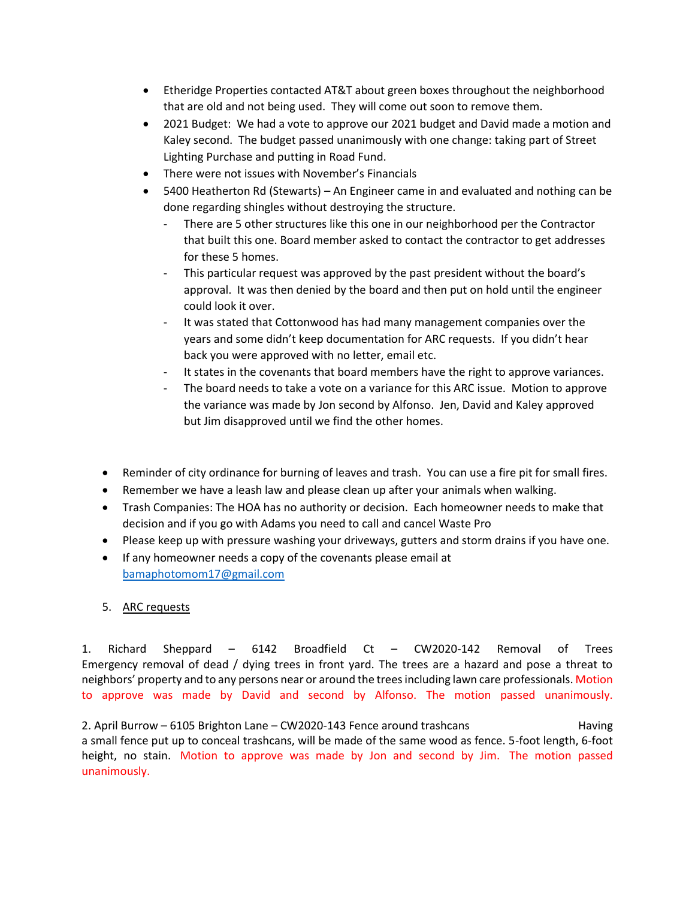- Etheridge Properties contacted AT&T about green boxes throughout the neighborhood that are old and not being used. They will come out soon to remove them.
- 2021 Budget: We had a vote to approve our 2021 budget and David made a motion and Kaley second. The budget passed unanimously with one change: taking part of Street Lighting Purchase and putting in Road Fund.
- There were not issues with November's Financials
- 5400 Heatherton Rd (Stewarts) – An Engineer came in and evaluated and nothing can be done regarding shingles without destroying the structure.
  - There are 5 other structures like this one in our neighborhood per the Contractor that built this one. Board member asked to contact the contractor to get addresses for these 5 homes.
  - This particular request was approved by the past president without the board's approval. It was then denied by the board and then put on hold until the engineer could look it over.
  - It was stated that Cottonwood has had many management companies over the years and some didn't keep documentation for ARC requests. If you didn't hear back you were approved with no letter, email etc.
  - It states in the covenants that board members have the right to approve variances.
  - The board needs to take a vote on a variance for this ARC issue. Motion to approve the variance was made by Jon second by Alfonso. Jen, David and Kaley approved but Jim disapproved until we find the other homes.

- Reminder of city ordinance for burning of leaves and trash. You can use a fire pit for small fires.
- Remember we have a leash law and please clean up after your animals when walking.
- Trash Companies: The HOA has no authority or decision. Each homeowner needs to make that decision and if you go with Adams you need to call and cancel Waste Pro
- Please keep up with pressure washing your driveways, gutters and storm drains if you have one.
- If any homeowner needs a copy of the covenants please email at bamaphotomom17@gmail.com

5. ARC requests

1. Richard Sheppard – 6142 Broadfield Ct – CW2020-142 Removal of Trees Emergency removal of dead / dying trees in front yard. The trees are a hazard and pose a threat to neighbors' property and to any persons near or around the trees including lawn care professionals. Motion to approve was made by David and second by Alfonso. The motion passed unanimously.

2. April Burrow – 6105 Brighton Lane – CW2020-143 Fence around trashcans Having a small fence put up to conceal trashcans, will be made of the same wood as fence. 5-foot length, 6-foot height, no stain. Motion to approve was made by Jon and second by Jim. The motion passed unanimously.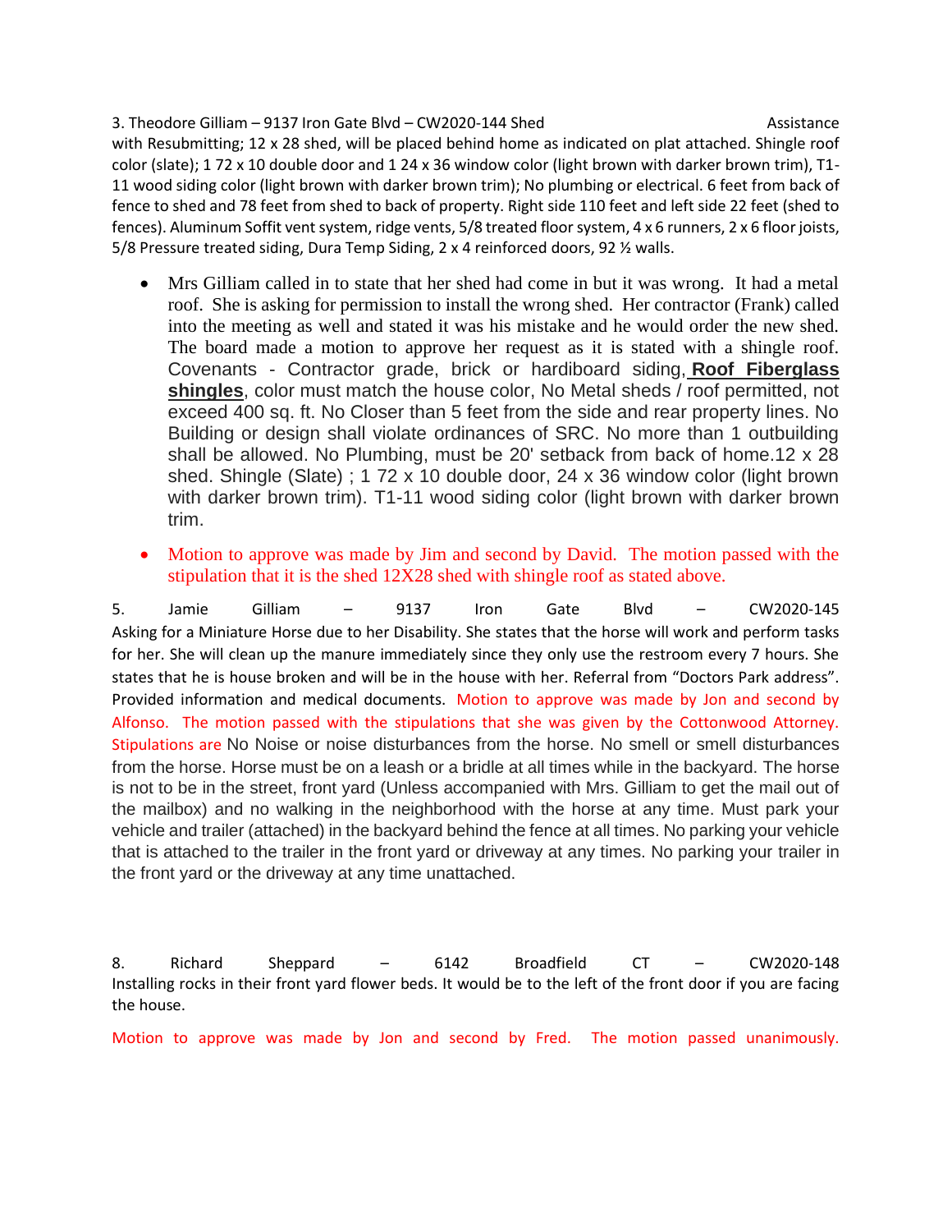3. Theodore Gilliam – 9137 Iron Gate Blvd – CW2020-144 Shed Assistance with Resubmitting; 12 x 28 shed, will be placed behind home as indicated on plat attached. Shingle roof color (slate); 1 72 x 10 double door and 1 24 x 36 window color (light brown with darker brown trim), T1-11 wood siding color (light brown with darker brown trim); No plumbing or electrical. 6 feet from back of fence to shed and 78 feet from shed to back of property. Right side 110 feet and left side 22 feet (shed to fences). Aluminum Soffit vent system, ridge vents, 5/8 treated floor system, 4 x 6 runners, 2 x 6 floor joists, 5/8 Pressure treated siding, Dura Temp Siding, 2 x 4 reinforced doors, 92 ½ walls.

- Mrs Gilliam called in to state that her shed had come in but it was wrong. It had a metal roof. She is asking for permission to install the wrong shed. Her contractor (Frank) called into the meeting as well and stated it was his mistake and he would order the new shed. The board made a motion to approve her request as it is stated with a shingle roof. Covenants - Contractor grade, brick or hardiboard siding, **Roof Fiberglass shingles**, color must match the house color, No Metal sheds / roof permitted, not exceed 400 sq. ft. No Closer than 5 feet from the side and rear property lines. No Building or design shall violate ordinances of SRC. No more than 1 outbuilding shall be allowed. No Plumbing, must be 20' setback from back of home.12 x 28 shed. Shingle (Slate) ; 1 72 x 10 double door, 24 x 36 window color (light brown with darker brown trim). T1-11 wood siding color (light brown with darker brown trim.
- Motion to approve was made by Jim and second by David. The motion passed with the stipulation that it is the shed 12X28 shed with shingle roof as stated above.

5. Jamie Gilliam – 9137 Iron Gate Blvd – CW2020-145 Asking for a Miniature Horse due to her Disability. She states that the horse will work and perform tasks for her. She will clean up the manure immediately since they only use the restroom every 7 hours. She states that he is house broken and will be in the house with her. Referral from "Doctors Park address". Provided information and medical documents. Motion to approve was made by Jon and second by Alfonso. The motion passed with the stipulations that she was given by the Cottonwood Attorney. Stipulations are No Noise or noise disturbances from the horse. No smell or smell disturbances from the horse. Horse must be on a leash or a bridle at all times while in the backyard. The horse is not to be in the street, front yard (Unless accompanied with Mrs. Gilliam to get the mail out of the mailbox) and no walking in the neighborhood with the horse at any time. Must park your vehicle and trailer (attached) in the backyard behind the fence at all times. No parking your vehicle that is attached to the trailer in the front yard or driveway at any times. No parking your trailer in the front yard or the driveway at any time unattached.

8. Richard Sheppard – 6142 Broadfield CT – CW2020-148 Installing rocks in their front yard flower beds. It would be to the left of the front door if you are facing the house.

Motion to approve was made by Jon and second by Fred. The motion passed unanimously.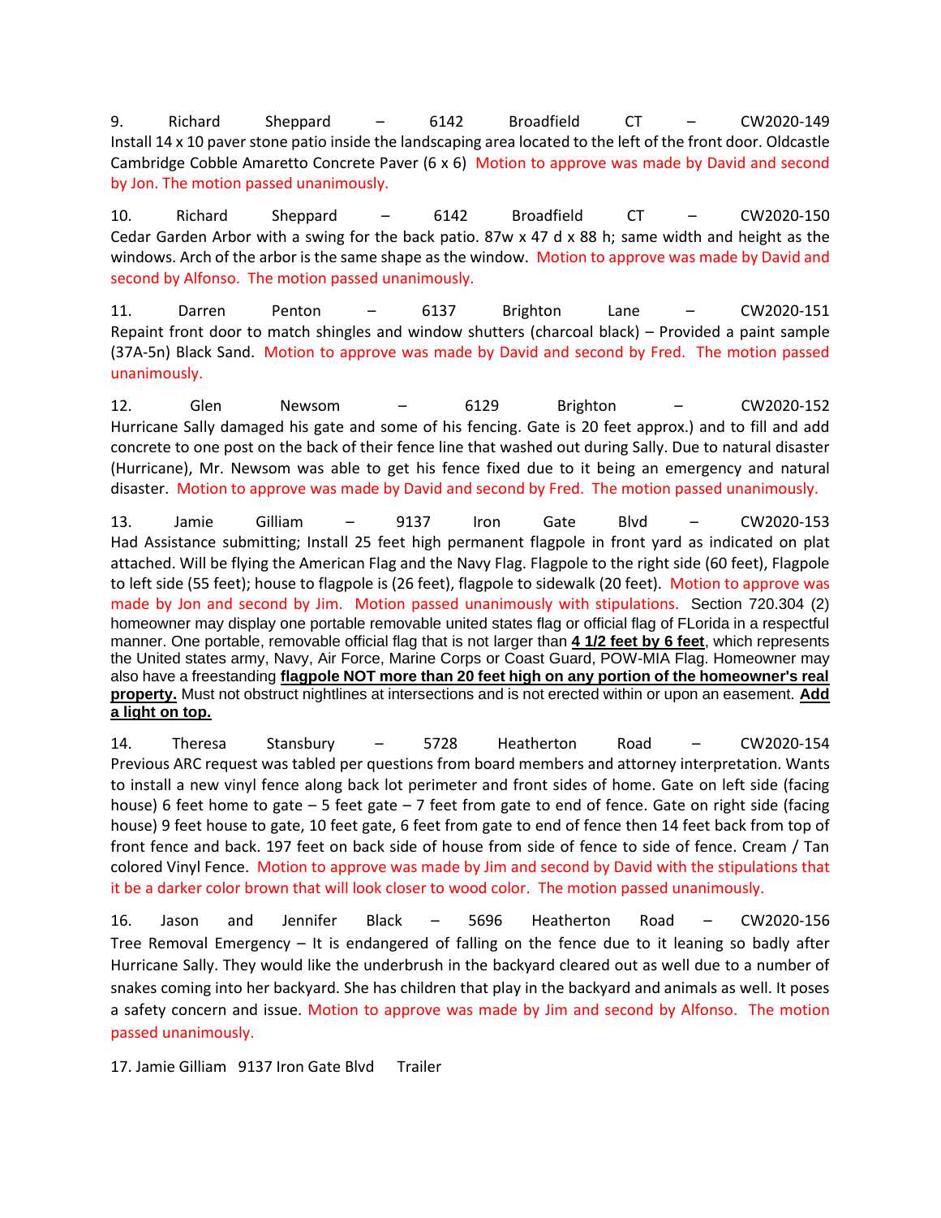9. Richard Sheppard – 6142 Broadfield CT – CW2020-149
Install 14 x 10 paver stone patio inside the landscaping area located to the left of the front door. Oldcastle Cambridge Cobble Amaretto Concrete Paver (6 x 6) Motion to approve was made by David and second by Jon. The motion passed unanimously.

10. Richard Sheppard – 6142 Broadfield CT – CW2020-150
Cedar Garden Arbor with a swing for the back patio. 87w x 47 d x 88 h; same width and height as the windows. Arch of the arbor is the same shape as the window. Motion to approve was made by David and second by Alfonso. The motion passed unanimously.

11. Darren Penton – 6137 Brighton Lane – CW2020-151
Repaint front door to match shingles and window shutters (charcoal black) – Provided a paint sample (37A-5n) Black Sand. Motion to approve was made by David and second by Fred. The motion passed unanimously.

12. Glen Newsom – 6129 Brighton – CW2020-152
Hurricane Sally damaged his gate and some of his fencing. Gate is 20 feet approx.) and to fill and add concrete to one post on the back of their fence line that washed out during Sally. Due to natural disaster (Hurricane), Mr. Newsom was able to get his fence fixed due to it being an emergency and natural disaster. Motion to approve was made by David and second by Fred. The motion passed unanimously.

13. Jamie Gilliam – 9137 Iron Gate Blvd – CW2020-153
Had Assistance submitting; Install 25 feet high permanent flagpole in front yard as indicated on plat attached. Will be flying the American Flag and the Navy Flag. Flagpole to the right side (60 feet), Flagpole to left side (55 feet); house to flagpole is (26 feet), flagpole to sidewalk (20 feet). Motion to approve was made by Jon and second by Jim. Motion passed unanimously with stipulations. Section 720.304 (2) homeowner may display one portable removable united states flag or official flag of FLorida in a respectful manner. One portable, removable official flag that is not larger than **4 1/2 feet by 6 feet**, which represents the United states army, Navy, Air Force, Marine Corps or Coast Guard, POW-MIA Flag. Homeowner may also have a freestanding **flagpole NOT more than 20 feet high on any portion of the homeowner's real property.** Must not obstruct nightlines at intersections and is not erected within or upon an easement. **Add a light on top.**

14. Theresa Stansbury – 5728 Heatherton Road – CW2020-154
Previous ARC request was tabled per questions from board members and attorney interpretation. Wants to install a new vinyl fence along back lot perimeter and front sides of home. Gate on left side (facing house) 6 feet home to gate – 5 feet gate – 7 feet from gate to end of fence. Gate on right side (facing house) 9 feet house to gate, 10 feet gate, 6 feet from gate to end of fence then 14 feet back from top of front fence and back. 197 feet on back side of house from side of fence to side of fence. Cream / Tan colored Vinyl Fence. Motion to approve was made by Jim and second by David with the stipulations that it be a darker color brown that will look closer to wood color. The motion passed unanimously.

16. Jason and Jennifer Black – 5696 Heatherton Road – CW2020-156
Tree Removal Emergency – It is endangered of falling on the fence due to it leaning so badly after Hurricane Sally. They would like the underbrush in the backyard cleared out as well due to a number of snakes coming into her backyard. She has children that play in the backyard and animals as well. It poses a safety concern and issue. Motion to approve was made by Jim and second by Alfonso. The motion passed unanimously.

17. Jamie Gilliam 9137 Iron Gate Blvd Trailer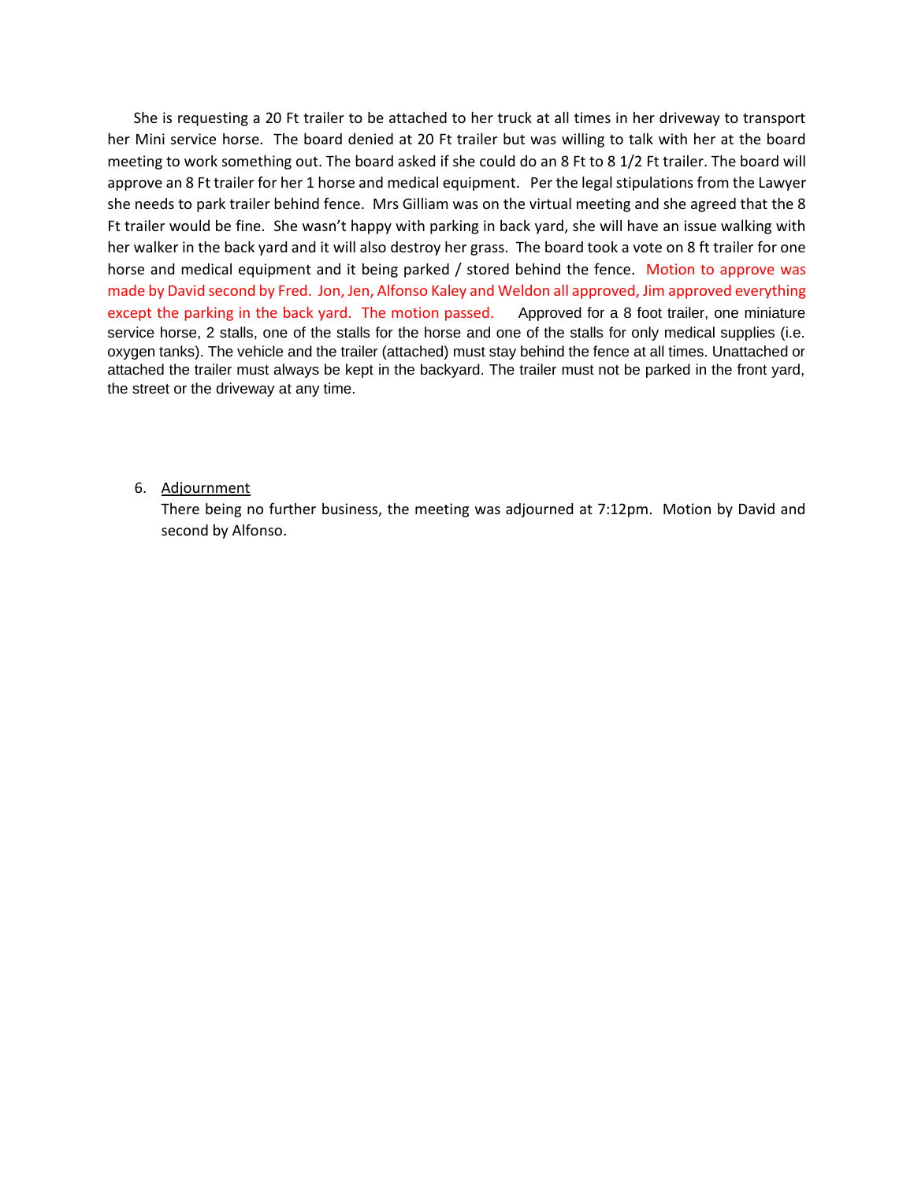She is requesting a 20 Ft trailer to be attached to her truck at all times in her driveway to transport her Mini service horse. The board denied at 20 Ft trailer but was willing to talk with her at the board meeting to work something out. The board asked if she could do an 8 Ft to 8 1/2 Ft trailer. The board will approve an 8 Ft trailer for her 1 horse and medical equipment. Per the legal stipulations from the Lawyer she needs to park trailer behind fence. Mrs Gilliam was on the virtual meeting and she agreed that the 8 Ft trailer would be fine. She wasn't happy with parking in back yard, she will have an issue walking with her walker in the back yard and it will also destroy her grass. The board took a vote on 8 ft trailer for one horse and medical equipment and it being parked / stored behind the fence. Motion to approve was made by David second by Fred. Jon, Jen, Alfonso Kaley and Weldon all approved, Jim approved everything except the parking in the back yard. The motion passed. Approved for a 8 foot trailer, one miniature service horse, 2 stalls, one of the stalls for the horse and one of the stalls for only medical supplies (i.e. oxygen tanks). The vehicle and the trailer (attached) must stay behind the fence at all times. Unattached or attached the trailer must always be kept in the backyard. The trailer must not be parked in the front yard, the street or the driveway at any time.

6. Adjournment

   There being no further business, the meeting was adjourned at 7:12pm. Motion by David and second by Alfonso.